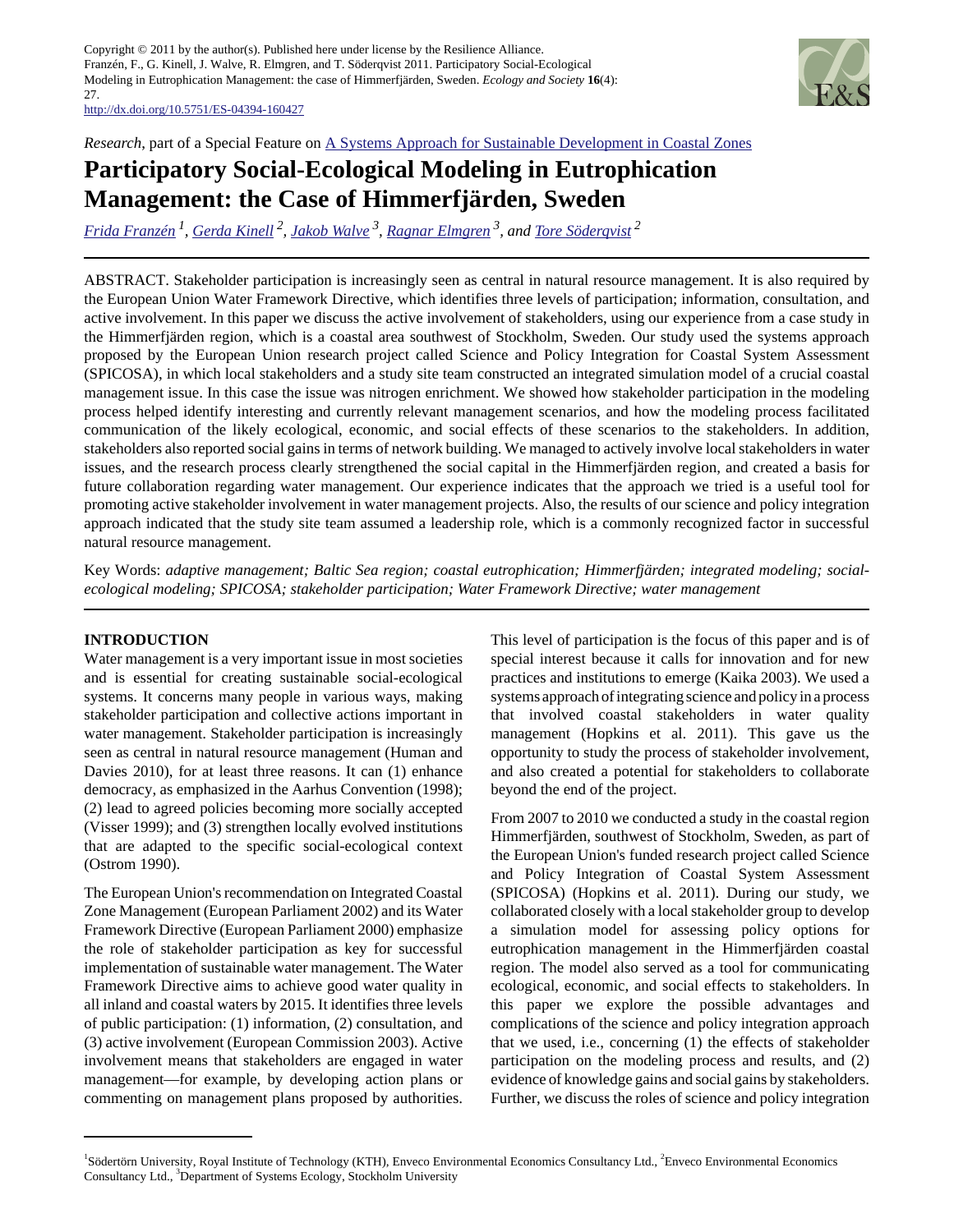Copyright © 2011 by the author(s). Published here under license by the Resilience Alliance.
Franzén, F., G. Kinell, J. Walve, R. Elmgren, and T. Söderqvist 2011. Participatory Social-Ecological Modeling in Eutrophication Management: the case of Himmerfjärden, Sweden. *Ecology and Society* **16**(4): 27.
http://dx.doi.org/10.5751/ES-04394-160427

*Research*, part of a Special Feature on A Systems Approach for Sustainable Development in Coastal Zones

# Participatory Social-Ecological Modeling in Eutrophication Management: the Case of Himmerfjärden, Sweden

*Frida Franzén* [1], *Gerda Kinell* [2], *Jakob Walve* [3], *Ragnar Elmgren* [3], and *Tore Söderqvist* [2]

ABSTRACT. Stakeholder participation is increasingly seen as central in natural resource management. It is also required by the European Union Water Framework Directive, which identifies three levels of participation; information, consultation, and active involvement. In this paper we discuss the active involvement of stakeholders, using our experience from a case study in the Himmerfjärden region, which is a coastal area southwest of Stockholm, Sweden. Our study used the systems approach proposed by the European Union research project called Science and Policy Integration for Coastal System Assessment (SPICOSA), in which local stakeholders and a study site team constructed an integrated simulation model of a crucial coastal management issue. In this case the issue was nitrogen enrichment. We showed how stakeholder participation in the modeling process helped identify interesting and currently relevant management scenarios, and how the modeling process facilitated communication of the likely ecological, economic, and social effects of these scenarios to the stakeholders. In addition, stakeholders also reported social gains in terms of network building. We managed to actively involve local stakeholders in water issues, and the research process clearly strengthened the social capital in the Himmerfjärden region, and created a basis for future collaboration regarding water management. Our experience indicates that the approach we tried is a useful tool for promoting active stakeholder involvement in water management projects. Also, the results of our science and policy integration approach indicated that the study site team assumed a leadership role, which is a commonly recognized factor in successful natural resource management.

Key Words: *adaptive management; Baltic Sea region; coastal eutrophication; Himmerfjärden; integrated modeling; social-ecological modeling; SPICOSA; stakeholder participation; Water Framework Directive; water management*

## INTRODUCTION

Water management is a very important issue in most societies and is essential for creating sustainable social-ecological systems. It concerns many people in various ways, making stakeholder participation and collective actions important in water management. Stakeholder participation is increasingly seen as central in natural resource management (Human and Davies 2010), for at least three reasons. It can (1) enhance democracy, as emphasized in the Aarhus Convention (1998); (2) lead to agreed policies becoming more socially accepted (Visser 1999); and (3) strengthen locally evolved institutions that are adapted to the specific social-ecological context (Ostrom 1990).

The European Union's recommendation on Integrated Coastal Zone Management (European Parliament 2002) and its Water Framework Directive (European Parliament 2000) emphasize the role of stakeholder participation as key for successful implementation of sustainable water management. The Water Framework Directive aims to achieve good water quality in all inland and coastal waters by 2015. It identifies three levels of public participation: (1) information, (2) consultation, and (3) active involvement (European Commission 2003). Active involvement means that stakeholders are engaged in water management—for example, by developing action plans or commenting on management plans proposed by authorities. This level of participation is the focus of this paper and is of special interest because it calls for innovation and for new practices and institutions to emerge (Kaika 2003). We used a systems approach of integrating science and policy in a process that involved coastal stakeholders in water quality management (Hopkins et al. 2011). This gave us the opportunity to study the process of stakeholder involvement, and also created a potential for stakeholders to collaborate beyond the end of the project.

From 2007 to 2010 we conducted a study in the coastal region Himmerfjärden, southwest of Stockholm, Sweden, as part of the European Union's funded research project called Science and Policy Integration of Coastal System Assessment (SPICOSA) (Hopkins et al. 2011). During our study, we collaborated closely with a local stakeholder group to develop a simulation model for assessing policy options for eutrophication management in the Himmerfjärden coastal region. The model also served as a tool for communicating ecological, economic, and social effects to stakeholders. In this paper we explore the possible advantages and complications of the science and policy integration approach that we used, i.e., concerning (1) the effects of stakeholder participation on the modeling process and results, and (2) evidence of knowledge gains and social gains by stakeholders. Further, we discuss the roles of science and policy integration

[1] Södertörn University, Royal Institute of Technology (KTH), Enveco Environmental Economics Consultancy Ltd., [2] Enveco Environmental Economics Consultancy Ltd., [3] Department of Systems Ecology, Stockholm University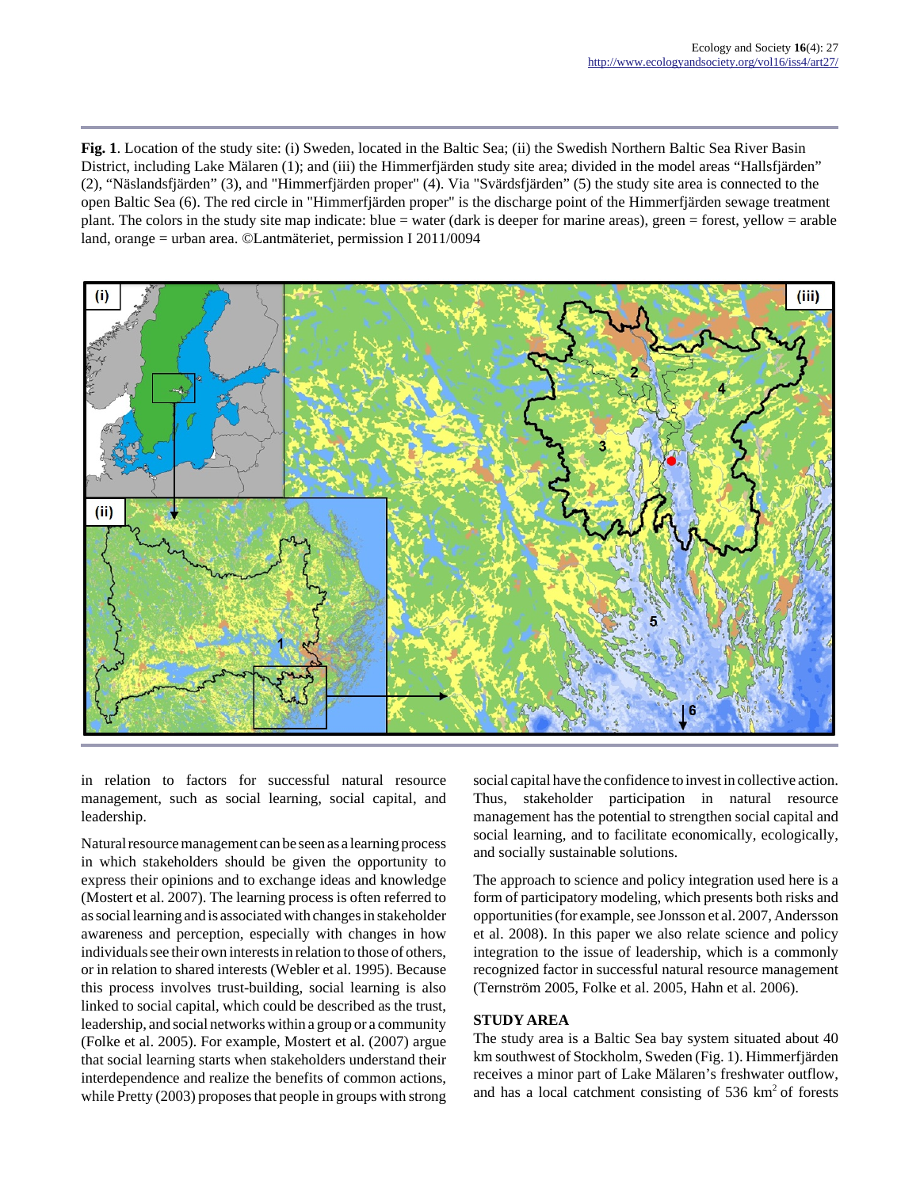**Fig. 1**. Location of the study site: (i) Sweden, located in the Baltic Sea; (ii) the Swedish Northern Baltic Sea River Basin District, including Lake Mälaren (1); and (iii) the Himmerfjärden study site area; divided in the model areas "Hallsfjärden" (2), "Näslandsfjärden" (3), and "Himmerfjärden proper" (4). Via "Svärdsfjärden" (5) the study site area is connected to the open Baltic Sea (6). The red circle in "Himmerfjärden proper" is the discharge point of the Himmerfjärden sewage treatment plant. The colors in the study site map indicate: blue = water (dark is deeper for marine areas), green = forest, yellow = arable land, orange = urban area. ©Lantmäteriet, permission I 2011/0094

in relation to factors for successful natural resource management, such as social learning, social capital, and leadership.

Natural resource management can be seen as a learning process in which stakeholders should be given the opportunity to express their opinions and to exchange ideas and knowledge (Mostert et al. 2007). The learning process is often referred to as social learning and is associated with changes in stakeholder awareness and perception, especially with changes in how individuals see their own interests in relation to those of others, or in relation to shared interests (Webler et al. 1995). Because this process involves trust-building, social learning is also linked to social capital, which could be described as the trust, leadership, and social networks within a group or a community (Folke et al. 2005). For example, Mostert et al. (2007) argue that social learning starts when stakeholders understand their interdependence and realize the benefits of common actions, while Pretty (2003) proposes that people in groups with strong social capital have the confidence to invest in collective action. Thus, stakeholder participation in natural resource management has the potential to strengthen social capital and social learning, and to facilitate economically, ecologically, and socially sustainable solutions.

The approach to science and policy integration used here is a form of participatory modeling, which presents both risks and opportunities (for example, see Jonsson et al. 2007, Andersson et al. 2008). In this paper we also relate science and policy integration to the issue of leadership, which is a commonly recognized factor in successful natural resource management (Ternström 2005, Folke et al. 2005, Hahn et al. 2006).

## STUDY AREA

The study area is a Baltic Sea bay system situated about 40 km southwest of Stockholm, Sweden (Fig. 1). Himmerfjärden receives a minor part of Lake Mälaren's freshwater outflow, and has a local catchment consisting of 536 km$^2$ of forests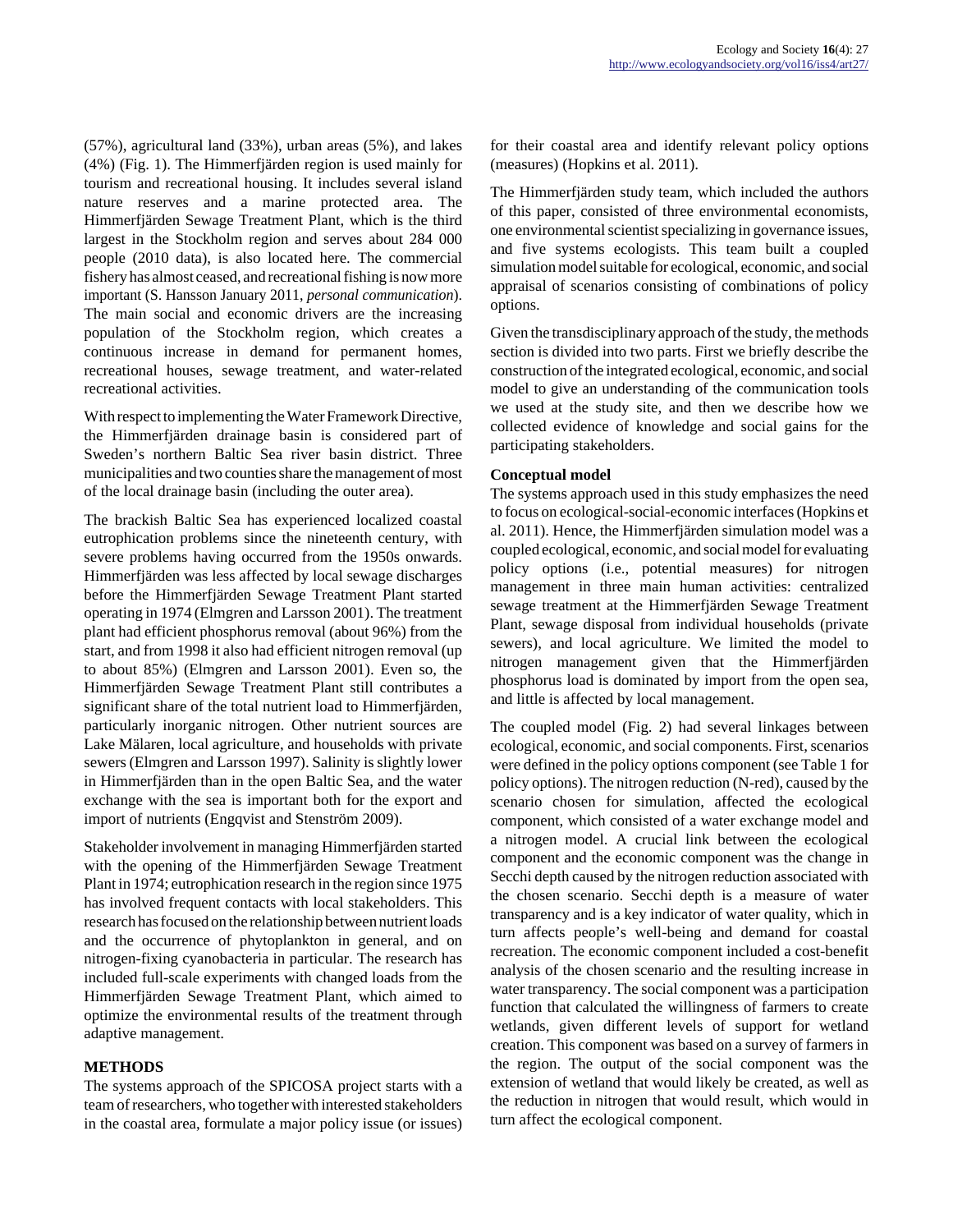(57%), agricultural land (33%), urban areas (5%), and lakes (4%) (Fig. 1). The Himmerfjärden region is used mainly for tourism and recreational housing. It includes several island nature reserves and a marine protected area. The Himmerfjärden Sewage Treatment Plant, which is the third largest in the Stockholm region and serves about 284 000 people (2010 data), is also located here. The commercial fishery has almost ceased, and recreational fishing is now more important (S. Hansson January 2011, *personal communication*). The main social and economic drivers are the increasing population of the Stockholm region, which creates a continuous increase in demand for permanent homes, recreational houses, sewage treatment, and water-related recreational activities.

With respect to implementing the Water Framework Directive, the Himmerfjärden drainage basin is considered part of Sweden's northern Baltic Sea river basin district. Three municipalities and two counties share the management of most of the local drainage basin (including the outer area).

The brackish Baltic Sea has experienced localized coastal eutrophication problems since the nineteenth century, with severe problems having occurred from the 1950s onwards. Himmerfjärden was less affected by local sewage discharges before the Himmerfjärden Sewage Treatment Plant started operating in 1974 (Elmgren and Larsson 2001). The treatment plant had efficient phosphorus removal (about 96%) from the start, and from 1998 it also had efficient nitrogen removal (up to about 85%) (Elmgren and Larsson 2001). Even so, the Himmerfjärden Sewage Treatment Plant still contributes a significant share of the total nutrient load to Himmerfjärden, particularly inorganic nitrogen. Other nutrient sources are Lake Mälaren, local agriculture, and households with private sewers (Elmgren and Larsson 1997). Salinity is slightly lower in Himmerfjärden than in the open Baltic Sea, and the water exchange with the sea is important both for the export and import of nutrients (Engqvist and Stenström 2009).

Stakeholder involvement in managing Himmerfjärden started with the opening of the Himmerfjärden Sewage Treatment Plant in 1974; eutrophication research in the region since 1975 has involved frequent contacts with local stakeholders. This research has focused on the relationship between nutrient loads and the occurrence of phytoplankton in general, and on nitrogen-fixing cyanobacteria in particular. The research has included full-scale experiments with changed loads from the Himmerfjärden Sewage Treatment Plant, which aimed to optimize the environmental results of the treatment through adaptive management.

## METHODS

The systems approach of the SPICOSA project starts with a team of researchers, who together with interested stakeholders in the coastal area, formulate a major policy issue (or issues) for their coastal area and identify relevant policy options (measures) (Hopkins et al. 2011).

The Himmerfjärden study team, which included the authors of this paper, consisted of three environmental economists, one environmental scientist specializing in governance issues, and five systems ecologists. This team built a coupled simulation model suitable for ecological, economic, and social appraisal of scenarios consisting of combinations of policy options.

Given the transdisciplinary approach of the study, the methods section is divided into two parts. First we briefly describe the construction of the integrated ecological, economic, and social model to give an understanding of the communication tools we used at the study site, and then we describe how we collected evidence of knowledge and social gains for the participating stakeholders.

### Conceptual model

The systems approach used in this study emphasizes the need to focus on ecological-social-economic interfaces (Hopkins et al. 2011). Hence, the Himmerfjärden simulation model was a coupled ecological, economic, and social model for evaluating policy options (i.e., potential measures) for nitrogen management in three main human activities: centralized sewage treatment at the Himmerfjärden Sewage Treatment Plant, sewage disposal from individual households (private sewers), and local agriculture. We limited the model to nitrogen management given that the Himmerfjärden phosphorus load is dominated by import from the open sea, and little is affected by local management.

The coupled model (Fig. 2) had several linkages between ecological, economic, and social components. First, scenarios were defined in the policy options component (see Table 1 for policy options). The nitrogen reduction (N-red), caused by the scenario chosen for simulation, affected the ecological component, which consisted of a water exchange model and a nitrogen model. A crucial link between the ecological component and the economic component was the change in Secchi depth caused by the nitrogen reduction associated with the chosen scenario. Secchi depth is a measure of water transparency and is a key indicator of water quality, which in turn affects people's well-being and demand for coastal recreation. The economic component included a cost-benefit analysis of the chosen scenario and the resulting increase in water transparency. The social component was a participation function that calculated the willingness of farmers to create wetlands, given different levels of support for wetland creation. This component was based on a survey of farmers in the region. The output of the social component was the extension of wetland that would likely be created, as well as the reduction in nitrogen that would result, which would in turn affect the ecological component.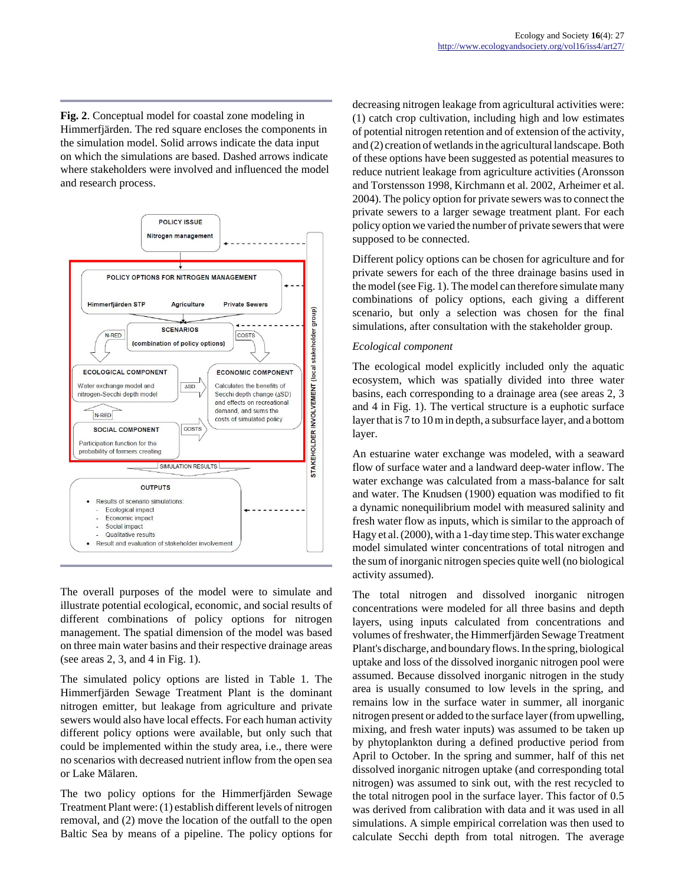**Fig. 2**. Conceptual model for coastal zone modeling in Himmerfjärden. The red square encloses the components in the simulation model. Solid arrows indicate the data input on which the simulations are based. Dashed arrows indicate where stakeholders were involved and influenced the model and research process.

The overall purposes of the model were to simulate and illustrate potential ecological, economic, and social results of different combinations of policy options for nitrogen management. The spatial dimension of the model was based on three main water basins and their respective drainage areas (see areas 2, 3, and 4 in Fig. 1).

The simulated policy options are listed in Table 1. The Himmerfjärden Sewage Treatment Plant is the dominant nitrogen emitter, but leakage from agriculture and private sewers would also have local effects. For each human activity different policy options were available, but only such that could be implemented within the study area, i.e., there were no scenarios with decreased nutrient inflow from the open sea or Lake Mälaren.

The two policy options for the Himmerfjärden Sewage Treatment Plant were: (1) establish different levels of nitrogen removal, and (2) move the location of the outfall to the open Baltic Sea by means of a pipeline. The policy options for decreasing nitrogen leakage from agricultural activities were: (1) catch crop cultivation, including high and low estimates of potential nitrogen retention and of extension of the activity, and (2) creation of wetlands in the agricultural landscape. Both of these options have been suggested as potential measures to reduce nutrient leakage from agriculture activities (Aronsson and Torstensson 1998, Kirchmann et al. 2002, Arheimer et al. 2004). The policy option for private sewers was to connect the private sewers to a larger sewage treatment plant. For each policy option we varied the number of private sewers that were supposed to be connected.

Different policy options can be chosen for agriculture and for private sewers for each of the three drainage basins used in the model (see Fig. 1). The model can therefore simulate many combinations of policy options, each giving a different scenario, but only a selection was chosen for the final simulations, after consultation with the stakeholder group.

*Ecological component*

The ecological model explicitly included only the aquatic ecosystem, which was spatially divided into three water basins, each corresponding to a drainage area (see areas 2, 3 and 4 in Fig. 1). The vertical structure is a euphotic surface layer that is 7 to 10 m in depth, a subsurface layer, and a bottom layer.

An estuarine water exchange was modeled, with a seaward flow of surface water and a landward deep-water inflow. The water exchange was calculated from a mass-balance for salt and water. The Knudsen (1900) equation was modified to fit a dynamic nonequilibrium model with measured salinity and fresh water flow as inputs, which is similar to the approach of Hagy et al. (2000), with a 1-day time step. This water exchange model simulated winter concentrations of total nitrogen and the sum of inorganic nitrogen species quite well (no biological activity assumed).

The total nitrogen and dissolved inorganic nitrogen concentrations were modeled for all three basins and depth layers, using inputs calculated from concentrations and volumes of freshwater, the Himmerfjärden Sewage Treatment Plant's discharge, and boundary flows. In the spring, biological uptake and loss of the dissolved inorganic nitrogen pool were assumed. Because dissolved inorganic nitrogen in the study area is usually consumed to low levels in the spring, and remains low in the surface water in summer, all inorganic nitrogen present or added to the surface layer (from upwelling, mixing, and fresh water inputs) was assumed to be taken up by phytoplankton during a defined productive period from April to October. In the spring and summer, half of this net dissolved inorganic nitrogen uptake (and corresponding total nitrogen) was assumed to sink out, with the rest recycled to the total nitrogen pool in the surface layer. This factor of 0.5 was derived from calibration with data and it was used in all simulations. A simple empirical correlation was then used to calculate Secchi depth from total nitrogen. The average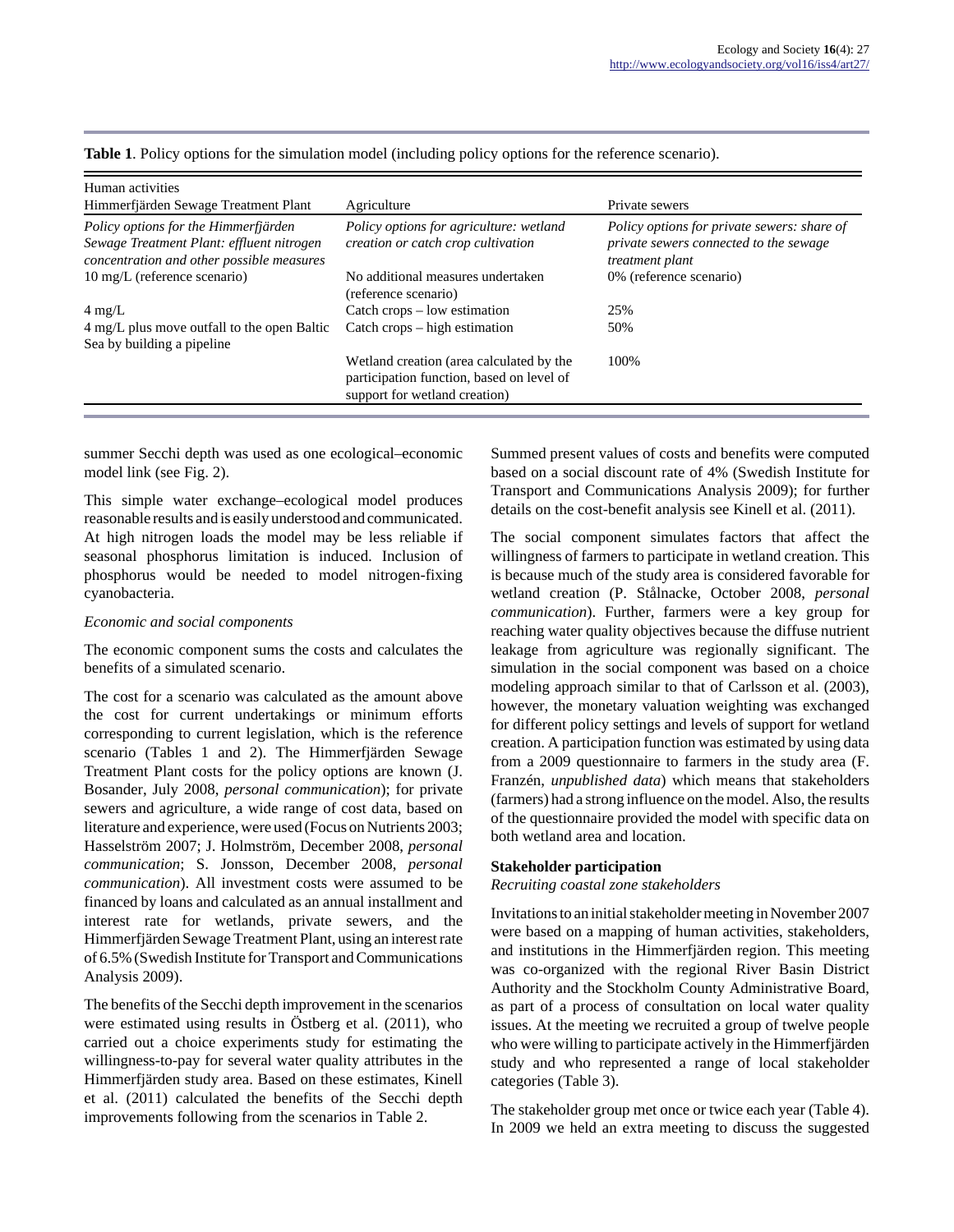**Table 1**. Policy options for the simulation model (including policy options for the reference scenario).

| Human activities | | |
|---|---|---|
| Himmerfjärden Sewage Treatment Plant | Agriculture | Private sewers |
| *Policy options for the Himmerfjärden Sewage Treatment Plant: effluent nitrogen concentration and other possible measures* | *Policy options for agriculture: wetland creation or catch crop cultivation* | *Policy options for private sewers: share of private sewers connected to the sewage treatment plant* |
| 10 mg/L (reference scenario) | No additional measures undertaken (reference scenario) | 0% (reference scenario) |
| 4 mg/L | Catch crops – low estimation | 25% |
| 4 mg/L plus move outfall to the open Baltic Sea by building a pipeline | Catch crops – high estimation | 50% |
| | Wetland creation (area calculated by the participation function, based on level of support for wetland creation) | 100% |

summer Secchi depth was used as one ecological–economic model link (see Fig. 2).

This simple water exchange–ecological model produces reasonable results and is easily understood and communicated. At high nitrogen loads the model may be less reliable if seasonal phosphorus limitation is induced. Inclusion of phosphorus would be needed to model nitrogen-fixing cyanobacteria.

*Economic and social components*

The economic component sums the costs and calculates the benefits of a simulated scenario.

The cost for a scenario was calculated as the amount above the cost for current undertakings or minimum efforts corresponding to current legislation, which is the reference scenario (Tables 1 and 2). The Himmerfjärden Sewage Treatment Plant costs for the policy options are known (J. Bosander, July 2008, *personal communication*); for private sewers and agriculture, a wide range of cost data, based on literature and experience, were used (Focus on Nutrients 2003; Hasselström 2007; J. Holmström, December 2008, *personal communication*; S. Jonsson, December 2008, *personal communication*). All investment costs were assumed to be financed by loans and calculated as an annual installment and interest rate for wetlands, private sewers, and the Himmerfjärden Sewage Treatment Plant, using an interest rate of 6.5% (Swedish Institute for Transport and Communications Analysis 2009).

The benefits of the Secchi depth improvement in the scenarios were estimated using results in Östberg et al. (2011), who carried out a choice experiments study for estimating the willingness-to-pay for several water quality attributes in the Himmerfjärden study area. Based on these estimates, Kinell et al. (2011) calculated the benefits of the Secchi depth improvements following from the scenarios in Table 2.

Summed present values of costs and benefits were computed based on a social discount rate of 4% (Swedish Institute for Transport and Communications Analysis 2009); for further details on the cost-benefit analysis see Kinell et al. (2011).

The social component simulates factors that affect the willingness of farmers to participate in wetland creation. This is because much of the study area is considered favorable for wetland creation (P. Stålnacke, October 2008, *personal communication*). Further, farmers were a key group for reaching water quality objectives because the diffuse nutrient leakage from agriculture was regionally significant. The simulation in the social component was based on a choice modeling approach similar to that of Carlsson et al. (2003), however, the monetary valuation weighting was exchanged for different policy settings and levels of support for wetland creation. A participation function was estimated by using data from a 2009 questionnaire to farmers in the study area (F. Franzén, *unpublished data*) which means that stakeholders (farmers) had a strong influence on the model. Also, the results of the questionnaire provided the model with specific data on both wetland area and location.

## Stakeholder participation

*Recruiting coastal zone stakeholders*

Invitations to an initial stakeholder meeting in November 2007 were based on a mapping of human activities, stakeholders, and institutions in the Himmerfjärden region. This meeting was co-organized with the regional River Basin District Authority and the Stockholm County Administrative Board, as part of a process of consultation on local water quality issues. At the meeting we recruited a group of twelve people who were willing to participate actively in the Himmerfjärden study and who represented a range of local stakeholder categories (Table 3).

The stakeholder group met once or twice each year (Table 4). In 2009 we held an extra meeting to discuss the suggested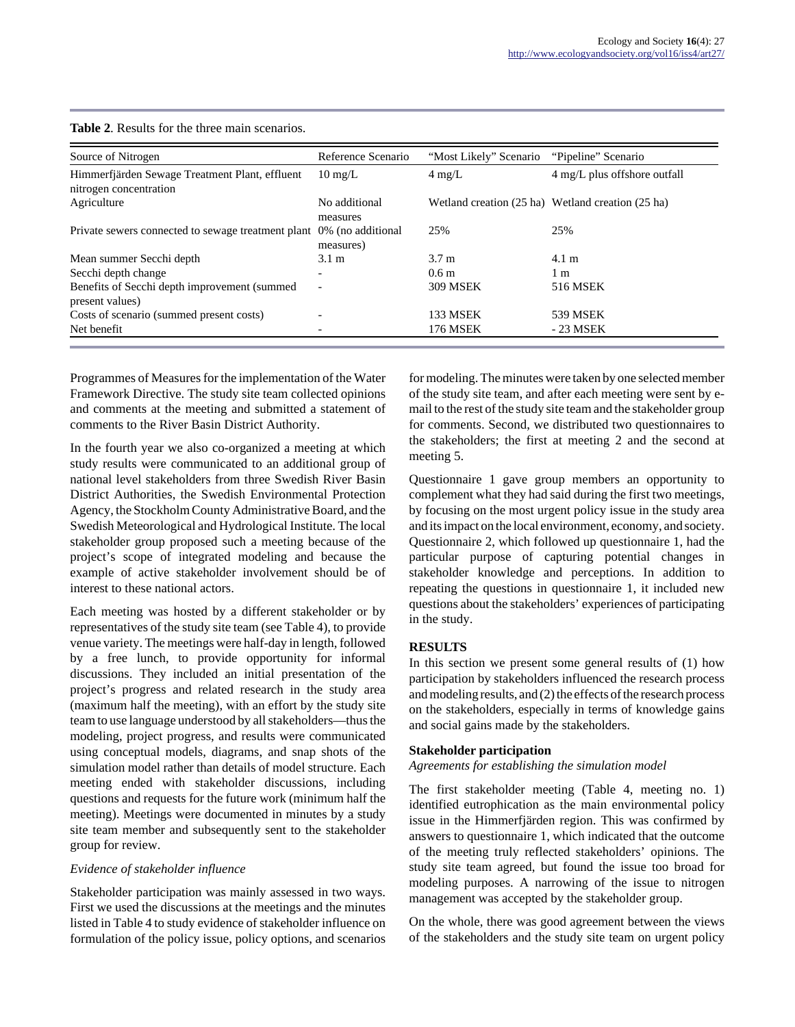**Table 2**. Results for the three main scenarios.

| Source of Nitrogen | Reference Scenario | "Most Likely" Scenario | "Pipeline" Scenario |
|---|---|---|---|
| Himmerfjärden Sewage Treatment Plant, effluent nitrogen concentration | 10 mg/L | 4 mg/L | 4 mg/L plus offshore outfall |
| Agriculture | No additional measures | Wetland creation (25 ha) | Wetland creation (25 ha) |
| Private sewers connected to sewage treatment plant | 0% (no additional measures) | 25% | 25% |
| Mean summer Secchi depth | 3.1 m | 3.7 m | 4.1 m |
| Secchi depth change | - | 0.6 m | 1 m |
| Benefits of Secchi depth improvement (summed present values) | - | 309 MSEK | 516 MSEK |
| Costs of scenario (summed present costs) | - | 133 MSEK | 539 MSEK |
| Net benefit | - | 176 MSEK | - 23 MSEK |

Programmes of Measures for the implementation of the Water Framework Directive. The study site team collected opinions and comments at the meeting and submitted a statement of comments to the River Basin District Authority.

In the fourth year we also co-organized a meeting at which study results were communicated to an additional group of national level stakeholders from three Swedish River Basin District Authorities, the Swedish Environmental Protection Agency, the Stockholm County Administrative Board, and the Swedish Meteorological and Hydrological Institute. The local stakeholder group proposed such a meeting because of the project's scope of integrated modeling and because the example of active stakeholder involvement should be of interest to these national actors.

Each meeting was hosted by a different stakeholder or by representatives of the study site team (see Table 4), to provide venue variety. The meetings were half-day in length, followed by a free lunch, to provide opportunity for informal discussions. They included an initial presentation of the project's progress and related research in the study area (maximum half the meeting), with an effort by the study site team to use language understood by all stakeholders—thus the modeling, project progress, and results were communicated using conceptual models, diagrams, and snap shots of the simulation model rather than details of model structure. Each meeting ended with stakeholder discussions, including questions and requests for the future work (minimum half the meeting). Meetings were documented in minutes by a study site team member and subsequently sent to the stakeholder group for review.

*Evidence of stakeholder influence*

Stakeholder participation was mainly assessed in two ways. First we used the discussions at the meetings and the minutes listed in Table 4 to study evidence of stakeholder influence on formulation of the policy issue, policy options, and scenarios for modeling. The minutes were taken by one selected member of the study site team, and after each meeting were sent by e-mail to the rest of the study site team and the stakeholder group for comments. Second, we distributed two questionnaires to the stakeholders; the first at meeting 2 and the second at meeting 5.

Questionnaire 1 gave group members an opportunity to complement what they had said during the first two meetings, by focusing on the most urgent policy issue in the study area and its impact on the local environment, economy, and society. Questionnaire 2, which followed up questionnaire 1, had the particular purpose of capturing potential changes in stakeholder knowledge and perceptions. In addition to repeating the questions in questionnaire 1, it included new questions about the stakeholders' experiences of participating in the study.

## RESULTS

In this section we present some general results of (1) how participation by stakeholders influenced the research process and modeling results, and (2) the effects of the research process on the stakeholders, especially in terms of knowledge gains and social gains made by the stakeholders.

### Stakeholder participation

*Agreements for establishing the simulation model*

The first stakeholder meeting (Table 4, meeting no. 1) identified eutrophication as the main environmental policy issue in the Himmerfjärden region. This was confirmed by answers to questionnaire 1, which indicated that the outcome of the meeting truly reflected stakeholders' opinions. The study site team agreed, but found the issue too broad for modeling purposes. A narrowing of the issue to nitrogen management was accepted by the stakeholder group.

On the whole, there was good agreement between the views of the stakeholders and the study site team on urgent policy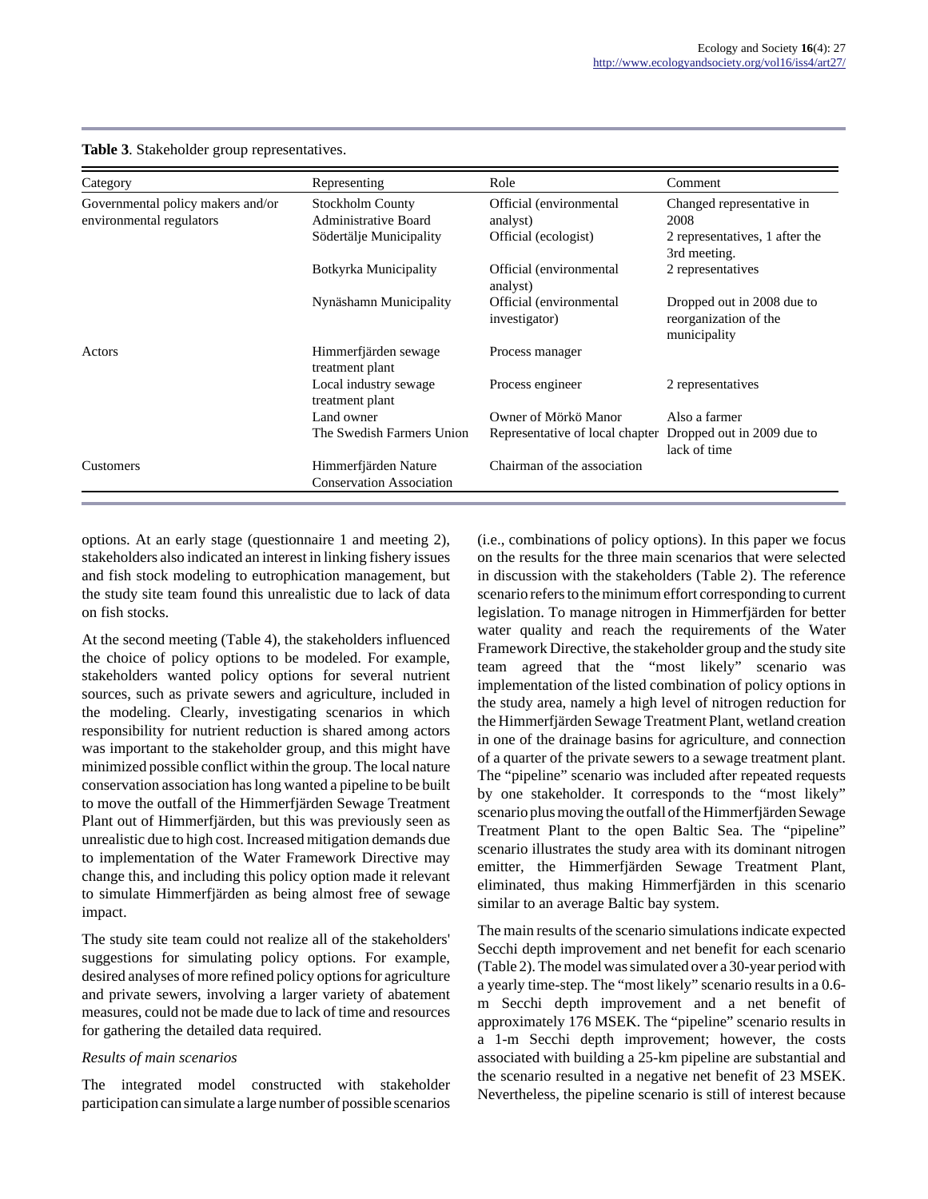**Table 3**. Stakeholder group representatives.

| Category | Representing | Role | Comment |
| --- | --- | --- | --- |
| Governmental policy makers and/or environmental regulators | Stockholm County Administrative Board | Official (environmental analyst) | Changed representative in 2008 |
| | Södertälje Municipality | Official (ecologist) | 2 representatives, 1 after the 3rd meeting. |
| | Botkyrka Municipality | Official (environmental analyst) | 2 representatives |
| | Nynäshamn Municipality | Official (environmental investigator) | Dropped out in 2008 due to reorganization of the municipality |
| Actors | Himmerfjärden sewage treatment plant | Process manager | |
| | Local industry sewage treatment plant | Process engineer | 2 representatives |
| | Land owner | Owner of Mörkö Manor | Also a farmer |
| | The Swedish Farmers Union | Representative of local chapter | Dropped out in 2009 due to lack of time |
| Customers | Himmerfjärden Nature Conservation Association | Chairman of the association | |

options. At an early stage (questionnaire 1 and meeting 2), stakeholders also indicated an interest in linking fishery issues and fish stock modeling to eutrophication management, but the study site team found this unrealistic due to lack of data on fish stocks.

At the second meeting (Table 4), the stakeholders influenced the choice of policy options to be modeled. For example, stakeholders wanted policy options for several nutrient sources, such as private sewers and agriculture, included in the modeling. Clearly, investigating scenarios in which responsibility for nutrient reduction is shared among actors was important to the stakeholder group, and this might have minimized possible conflict within the group. The local nature conservation association has long wanted a pipeline to be built to move the outfall of the Himmerfjärden Sewage Treatment Plant out of Himmerfjärden, but this was previously seen as unrealistic due to high cost. Increased mitigation demands due to implementation of the Water Framework Directive may change this, and including this policy option made it relevant to simulate Himmerfjärden as being almost free of sewage impact.

The study site team could not realize all of the stakeholders' suggestions for simulating policy options. For example, desired analyses of more refined policy options for agriculture and private sewers, involving a larger variety of abatement measures, could not be made due to lack of time and resources for gathering the detailed data required.

*Results of main scenarios*

The integrated model constructed with stakeholder participation can simulate a large number of possible scenarios (i.e., combinations of policy options). In this paper we focus on the results for the three main scenarios that were selected in discussion with the stakeholders (Table 2). The reference scenario refers to the minimum effort corresponding to current legislation. To manage nitrogen in Himmerfjärden for better water quality and reach the requirements of the Water Framework Directive, the stakeholder group and the study site team agreed that the "most likely" scenario was implementation of the listed combination of policy options in the study area, namely a high level of nitrogen reduction for the Himmerfjärden Sewage Treatment Plant, wetland creation in one of the drainage basins for agriculture, and connection of a quarter of the private sewers to a sewage treatment plant. The "pipeline" scenario was included after repeated requests by one stakeholder. It corresponds to the "most likely" scenario plus moving the outfall of the Himmerfjärden Sewage Treatment Plant to the open Baltic Sea. The "pipeline" scenario illustrates the study area with its dominant nitrogen emitter, the Himmerfjärden Sewage Treatment Plant, eliminated, thus making Himmerfjärden in this scenario similar to an average Baltic bay system.

The main results of the scenario simulations indicate expected Secchi depth improvement and net benefit for each scenario (Table 2). The model was simulated over a 30-year period with a yearly time-step. The "most likely" scenario results in a 0.6-m Secchi depth improvement and a net benefit of approximately 176 MSEK. The "pipeline" scenario results in a 1-m Secchi depth improvement; however, the costs associated with building a 25-km pipeline are substantial and the scenario resulted in a negative net benefit of 23 MSEK. Nevertheless, the pipeline scenario is still of interest because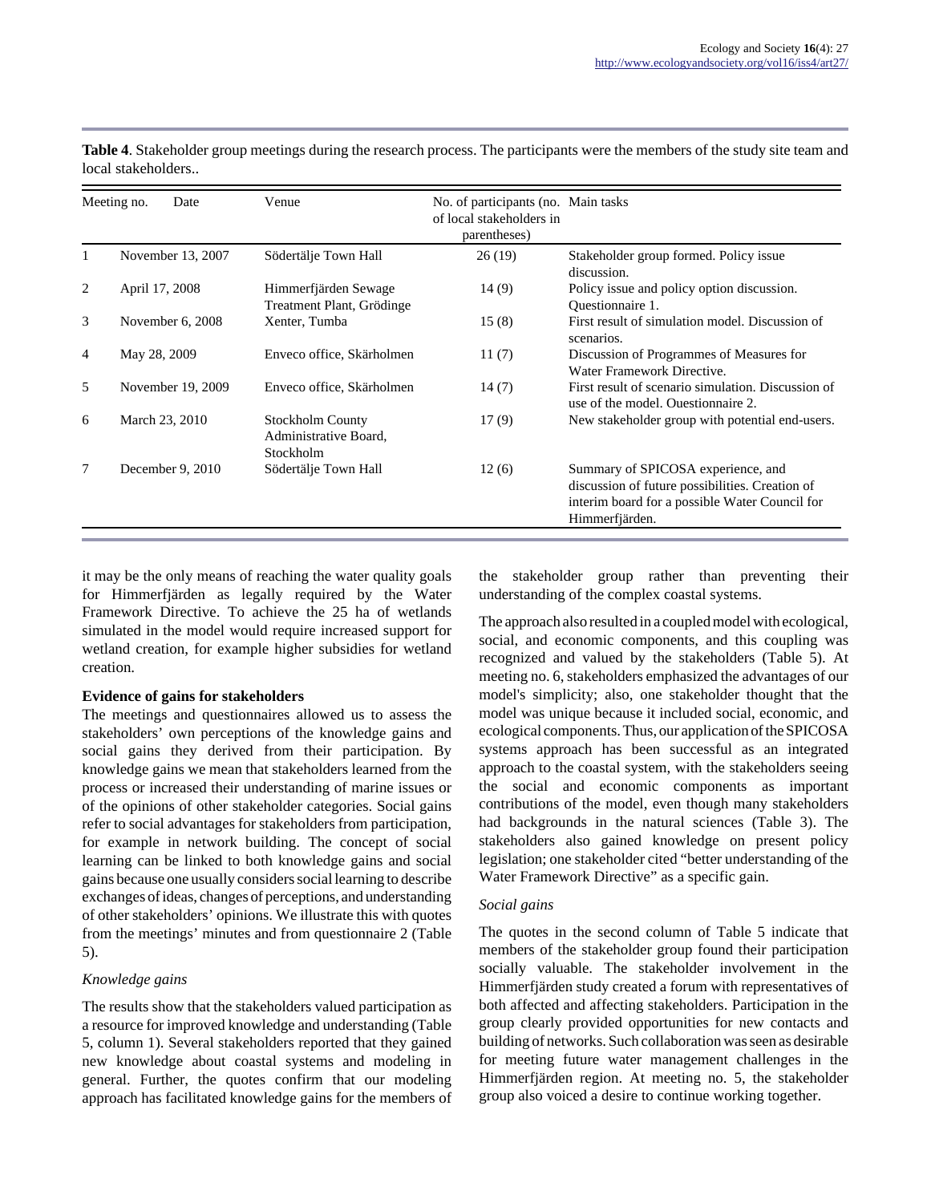**Table 4**. Stakeholder group meetings during the research process. The participants were the members of the study site team and local stakeholders..

| Meeting no. | Date | Venue | No. of participants (no. of local stakeholders in parentheses) | Main tasks |
|---|---|---|---|---|
| 1 | November 13, 2007 | Södertälje Town Hall | 26 (19) | Stakeholder group formed. Policy issue discussion. |
| 2 | April 17, 2008 | Himmerfjärden Sewage Treatment Plant, Grödinge | 14 (9) | Policy issue and policy option discussion. Questionnaire 1. |
| 3 | November 6, 2008 | Xenter, Tumba | 15 (8) | First result of simulation model. Discussion of scenarios. |
| 4 | May 28, 2009 | Enveco office, Skärholmen | 11 (7) | Discussion of Programmes of Measures for Water Framework Directive. |
| 5 | November 19, 2009 | Enveco office, Skärholmen | 14 (7) | First result of scenario simulation. Discussion of use of the model. Ouestionnaire 2. |
| 6 | March 23, 2010 | Stockholm County Administrative Board, Stockholm | 17 (9) | New stakeholder group with potential end-users. |
| 7 | December 9, 2010 | Södertälje Town Hall | 12 (6) | Summary of SPICOSA experience, and discussion of future possibilities. Creation of interim board for a possible Water Council for Himmerfjärden. |

it may be the only means of reaching the water quality goals for Himmerfjärden as legally required by the Water Framework Directive. To achieve the 25 ha of wetlands simulated in the model would require increased support for wetland creation, for example higher subsidies for wetland creation.

**Evidence of gains for stakeholders**

The meetings and questionnaires allowed us to assess the stakeholders' own perceptions of the knowledge gains and social gains they derived from their participation. By knowledge gains we mean that stakeholders learned from the process or increased their understanding of marine issues or of the opinions of other stakeholder categories. Social gains refer to social advantages for stakeholders from participation, for example in network building. The concept of social learning can be linked to both knowledge gains and social gains because one usually considers social learning to describe exchanges of ideas, changes of perceptions, and understanding of other stakeholders' opinions. We illustrate this with quotes from the meetings' minutes and from questionnaire 2 (Table 5).

*Knowledge gains*

The results show that the stakeholders valued participation as a resource for improved knowledge and understanding (Table 5, column 1). Several stakeholders reported that they gained new knowledge about coastal systems and modeling in general. Further, the quotes confirm that our modeling approach has facilitated knowledge gains for the members of the stakeholder group rather than preventing their understanding of the complex coastal systems.

The approach also resulted in a coupled model with ecological, social, and economic components, and this coupling was recognized and valued by the stakeholders (Table 5). At meeting no. 6, stakeholders emphasized the advantages of our model's simplicity; also, one stakeholder thought that the model was unique because it included social, economic, and ecological components. Thus, our application of the SPICOSA systems approach has been successful as an integrated approach to the coastal system, with the stakeholders seeing the social and economic components as important contributions of the model, even though many stakeholders had backgrounds in the natural sciences (Table 3). The stakeholders also gained knowledge on present policy legislation; one stakeholder cited "better understanding of the Water Framework Directive" as a specific gain.

*Social gains*

The quotes in the second column of Table 5 indicate that members of the stakeholder group found their participation socially valuable. The stakeholder involvement in the Himmerfjärden study created a forum with representatives of both affected and affecting stakeholders. Participation in the group clearly provided opportunities for new contacts and building of networks. Such collaboration was seen as desirable for meeting future water management challenges in the Himmerfjärden region. At meeting no. 5, the stakeholder group also voiced a desire to continue working together.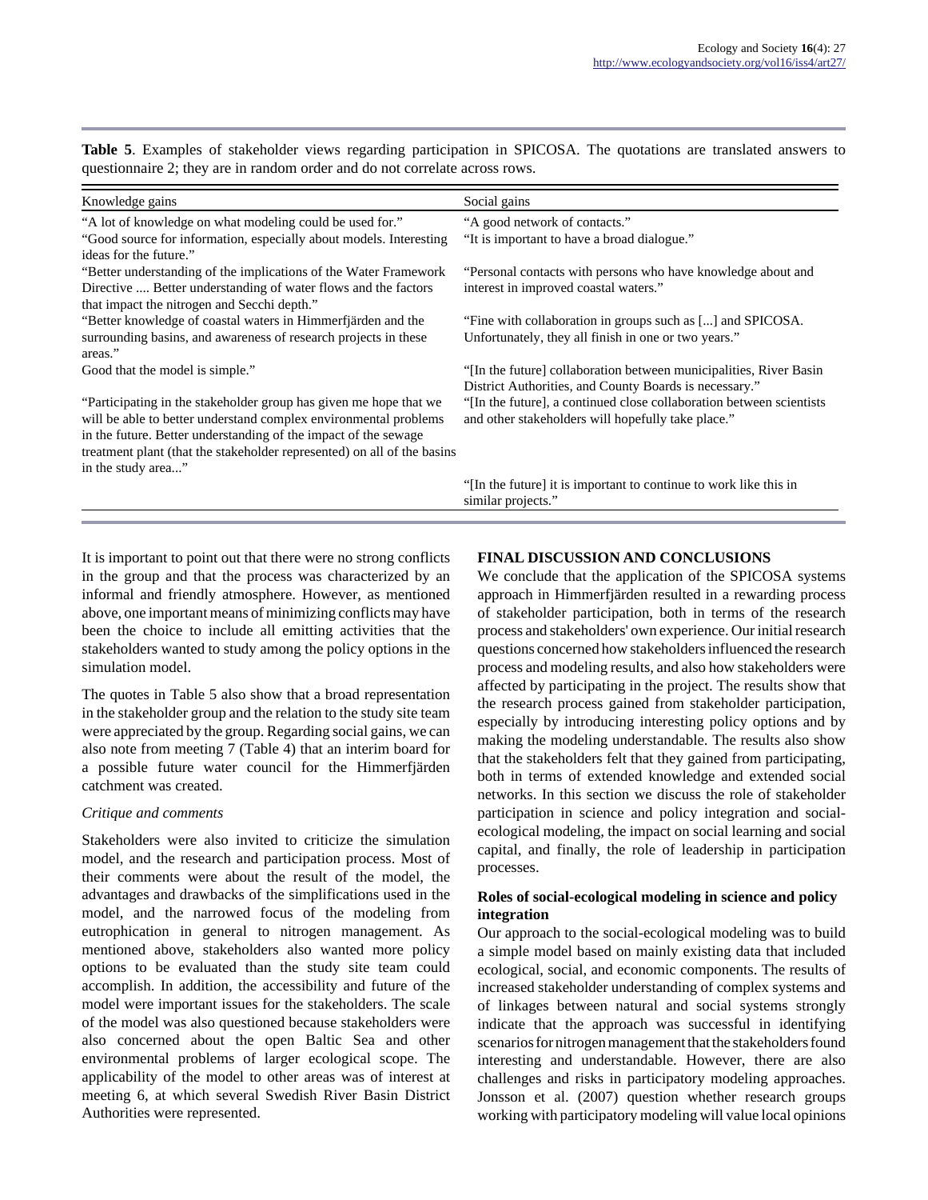**Table 5**. Examples of stakeholder views regarding participation in SPICOSA. The quotations are translated answers to questionnaire 2; they are in random order and do not correlate across rows.

| Knowledge gains | Social gains |
|---|---|
| "A lot of knowledge on what modeling could be used for." | "A good network of contacts." |
| "Good source for information, especially about models. Interesting ideas for the future." | "It is important to have a broad dialogue." |
| "Better understanding of the implications of the Water Framework Directive .... Better understanding of water flows and the factors that impact the nitrogen and Secchi depth." | "Personal contacts with persons who have knowledge about and interest in improved coastal waters." |
| "Better knowledge of coastal waters in Himmerfjärden and the surrounding basins, and awareness of research projects in these areas." | "Fine with collaboration in groups such as [...] and SPICOSA. Unfortunately, they all finish in one or two years." |
| Good that the model is simple." | "[In the future] collaboration between municipalities, River Basin District Authorities, and County Boards is necessary." |
| "Participating in the stakeholder group has given me hope that we will be able to better understand complex environmental problems in the future. Better understanding of the impact of the sewage treatment plant (that the stakeholder represented) on all of the basins in the study area..." | "[In the future], a continued close collaboration between scientists and other stakeholders will hopefully take place." |
| | "[In the future] it is important to continue to work like this in similar projects." |

It is important to point out that there were no strong conflicts in the group and that the process was characterized by an informal and friendly atmosphere. However, as mentioned above, one important means of minimizing conflicts may have been the choice to include all emitting activities that the stakeholders wanted to study among the policy options in the simulation model.

The quotes in Table 5 also show that a broad representation in the stakeholder group and the relation to the study site team were appreciated by the group. Regarding social gains, we can also note from meeting 7 (Table 4) that an interim board for a possible future water council for the Himmerfjärden catchment was created.

*Critique and comments*

Stakeholders were also invited to criticize the simulation model, and the research and participation process. Most of their comments were about the result of the model, the advantages and drawbacks of the simplifications used in the model, and the narrowed focus of the modeling from eutrophication in general to nitrogen management. As mentioned above, stakeholders also wanted more policy options to be evaluated than the study site team could accomplish. In addition, the accessibility and future of the model were important issues for the stakeholders. The scale of the model was also questioned because stakeholders were also concerned about the open Baltic Sea and other environmental problems of larger ecological scope. The applicability of the model to other areas was of interest at meeting 6, at which several Swedish River Basin District Authorities were represented.

## FINAL DISCUSSION AND CONCLUSIONS

We conclude that the application of the SPICOSA systems approach in Himmerfjärden resulted in a rewarding process of stakeholder participation, both in terms of the research process and stakeholders' own experience. Our initial research questions concerned how stakeholders influenced the research process and modeling results, and also how stakeholders were affected by participating in the project. The results show that the research process gained from stakeholder participation, especially by introducing interesting policy options and by making the modeling understandable. The results also show that the stakeholders felt that they gained from participating, both in terms of extended knowledge and extended social networks. In this section we discuss the role of stakeholder participation in science and policy integration and social-ecological modeling, the impact on social learning and social capital, and finally, the role of leadership in participation processes.

### Roles of social-ecological modeling in science and policy integration

Our approach to the social-ecological modeling was to build a simple model based on mainly existing data that included ecological, social, and economic components. The results of increased stakeholder understanding of complex systems and of linkages between natural and social systems strongly indicate that the approach was successful in identifying scenarios for nitrogen management that the stakeholders found interesting and understandable. However, there are also challenges and risks in participatory modeling approaches. Jonsson et al. (2007) question whether research groups working with participatory modeling will value local opinions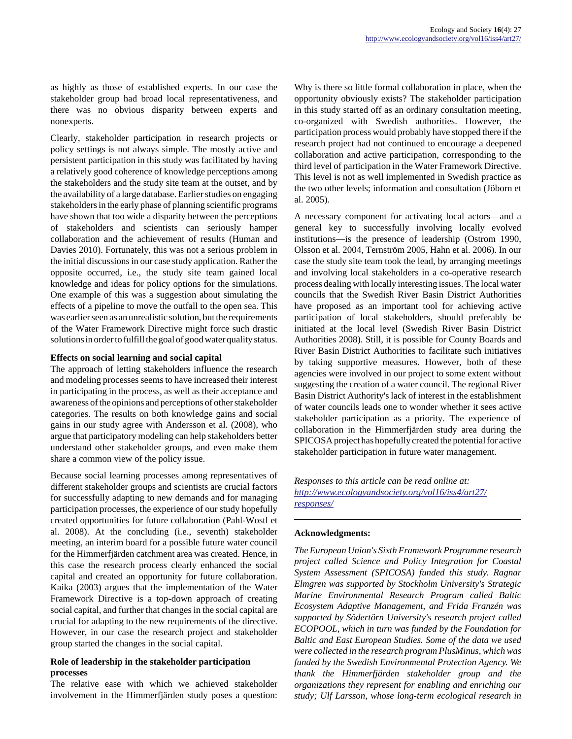as highly as those of established experts. In our case the stakeholder group had broad local representativeness, and there was no obvious disparity between experts and nonexperts.

Clearly, stakeholder participation in research projects or policy settings is not always simple. The mostly active and persistent participation in this study was facilitated by having a relatively good coherence of knowledge perceptions among the stakeholders and the study site team at the outset, and by the availability of a large database. Earlier studies on engaging stakeholders in the early phase of planning scientific programs have shown that too wide a disparity between the perceptions of stakeholders and scientists can seriously hamper collaboration and the achievement of results (Human and Davies 2010). Fortunately, this was not a serious problem in the initial discussions in our case study application. Rather the opposite occurred, i.e., the study site team gained local knowledge and ideas for policy options for the simulations. One example of this was a suggestion about simulating the effects of a pipeline to move the outfall to the open sea. This was earlier seen as an unrealistic solution, but the requirements of the Water Framework Directive might force such drastic solutions in order to fulfill the goal of good water quality status.

**Effects on social learning and social capital**

The approach of letting stakeholders influence the research and modeling processes seems to have increased their interest in participating in the process, as well as their acceptance and awareness of the opinions and perceptions of other stakeholder categories. The results on both knowledge gains and social gains in our study agree with Andersson et al. (2008), who argue that participatory modeling can help stakeholders better understand other stakeholder groups, and even make them share a common view of the policy issue.

Because social learning processes among representatives of different stakeholder groups and scientists are crucial factors for successfully adapting to new demands and for managing participation processes, the experience of our study hopefully created opportunities for future collaboration (Pahl-Wostl et al. 2008). At the concluding (i.e., seventh) stakeholder meeting, an interim board for a possible future water council for the Himmerfjärden catchment area was created. Hence, in this case the research process clearly enhanced the social capital and created an opportunity for future collaboration. Kaika (2003) argues that the implementation of the Water Framework Directive is a top-down approach of creating social capital, and further that changes in the social capital are crucial for adapting to the new requirements of the directive. However, in our case the research project and stakeholder group started the changes in the social capital.

**Role of leadership in the stakeholder participation processes**

The relative ease with which we achieved stakeholder involvement in the Himmerfjärden study poses a question: Why is there so little formal collaboration in place, when the opportunity obviously exists? The stakeholder participation in this study started off as an ordinary consultation meeting, co-organized with Swedish authorities. However, the participation process would probably have stopped there if the research project had not continued to encourage a deepened collaboration and active participation, corresponding to the third level of participation in the Water Framework Directive. This level is not as well implemented in Swedish practice as the two other levels; information and consultation (Jöborn et al. 2005).

A necessary component for activating local actors—and a general key to successfully involving locally evolved institutions—is the presence of leadership (Ostrom 1990, Olsson et al. 2004, Ternström 2005, Hahn et al. 2006). In our case the study site team took the lead, by arranging meetings and involving local stakeholders in a co-operative research process dealing with locally interesting issues. The local water councils that the Swedish River Basin District Authorities have proposed as an important tool for achieving active participation of local stakeholders, should preferably be initiated at the local level (Swedish River Basin District Authorities 2008). Still, it is possible for County Boards and River Basin District Authorities to facilitate such initiatives by taking supportive measures. However, both of these agencies were involved in our project to some extent without suggesting the creation of a water council. The regional River Basin District Authority's lack of interest in the establishment of water councils leads one to wonder whether it sees active stakeholder participation as a priority. The experience of collaboration in the Himmerfjärden study area during the SPICOSA project has hopefully created the potential for active stakeholder participation in future water management.

*Responses to this article can be read online at:*
*http://www.ecologyandsociety.org/vol16/iss4/art27/responses/*

---

**Acknowledgments:**

*The European Union's Sixth Framework Programme research project called Science and Policy Integration for Coastal System Assessment (SPICOSA) funded this study. Ragnar Elmgren was supported by Stockholm University's Strategic Marine Environmental Research Program called Baltic Ecosystem Adaptive Management, and Frida Franzén was supported by Södertörn University's research project called ECOPOOL, which in turn was funded by the Foundation for Baltic and East European Studies. Some of the data we used were collected in the research program PlusMinus, which was funded by the Swedish Environmental Protection Agency. We thank the Himmerfjärden stakeholder group and the organizations they represent for enabling and enriching our study; Ulf Larsson, whose long-term ecological research in*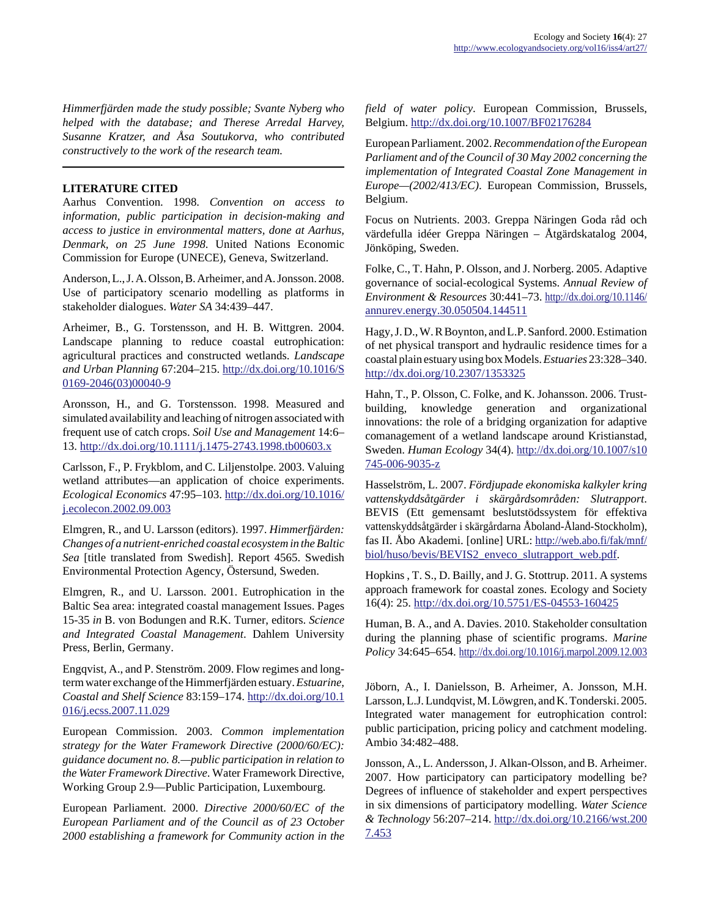*Himmerfjärden made the study possible; Svante Nyberg who helped with the database; and Therese Arredal Harvey, Susanne Kratzer, and Åsa Soutukorva, who contributed constructively to the work of the research team.*

## LITERATURE CITED

Aarhus Convention. 1998. *Convention on access to information, public participation in decision-making and access to justice in environmental matters, done at Aarhus, Denmark, on 25 June 1998*. United Nations Economic Commission for Europe (UNECE), Geneva, Switzerland.

Anderson, L., J. A. Olsson, B. Arheimer, and A. Jonsson. 2008. Use of participatory scenario modelling as platforms in stakeholder dialogues. *Water SA* 34:439–447.

Arheimer, B., G. Torstensson, and H. B. Wittgren. 2004. Landscape planning to reduce coastal eutrophication: agricultural practices and constructed wetlands. *Landscape and Urban Planning* 67:204–215. http://dx.doi.org/10.1016/S0169-2046(03)00040-9

Aronsson, H., and G. Torstensson. 1998. Measured and simulated availability and leaching of nitrogen associated with frequent use of catch crops. *Soil Use and Management* 14:6–13. http://dx.doi.org/10.1111/j.1475-2743.1998.tb00603.x

Carlsson, F., P. Frykblom, and C. Liljenstolpe. 2003. Valuing wetland attributes—an application of choice experiments. *Ecological Economics* 47:95–103. http://dx.doi.org/10.1016/j.ecolecon.2002.09.003

Elmgren, R., and U. Larsson (editors). 1997. *Himmerfjärden: Changes of a nutrient-enriched coastal ecosystem in the Baltic Sea* [title translated from Swedish]. Report 4565. Swedish Environmental Protection Agency, Östersund, Sweden.

Elmgren, R., and U. Larsson. 2001. Eutrophication in the Baltic Sea area: integrated coastal management Issues. Pages 15-35 *in* B. von Bodungen and R.K. Turner, editors. *Science and Integrated Coastal Management*. Dahlem University Press, Berlin, Germany.

Engqvist, A., and P. Stenström. 2009. Flow regimes and long-term water exchange of the Himmerfjärden estuary. *Estuarine, Coastal and Shelf Science* 83:159–174. http://dx.doi.org/10.1016/j.ecss.2007.11.029

European Commission. 2003. *Common implementation strategy for the Water Framework Directive (2000/60/EC): guidance document no. 8.—public participation in relation to the Water Framework Directive*. Water Framework Directive, Working Group 2.9—Public Participation, Luxembourg.

European Parliament. 2000. *Directive 2000/60/EC of the European Parliament and of the Council as of 23 October 2000 establishing a framework for Community action in the field of water policy*. European Commission, Brussels, Belgium. http://dx.doi.org/10.1007/BF02176284

European Parliament. 2002. *Recommendation of the European Parliament and of the Council of 30 May 2002 concerning the implementation of Integrated Coastal Zone Management in Europe—(2002/413/EC)*. European Commission, Brussels, Belgium.

Focus on Nutrients. 2003. Greppa Näringen Goda råd och värdefulla idéer Greppa Näringen – Åtgärdskatalog 2004, Jönköping, Sweden.

Folke, C., T. Hahn, P. Olsson, and J. Norberg. 2005. Adaptive governance of social-ecological Systems. *Annual Review of Environment & Resources* 30:441–73. http://dx.doi.org/10.1146/annurev.energy.30.050504.144511

Hagy, J. D., W. R Boynton, and L.P. Sanford. 2000. Estimation of net physical transport and hydraulic residence times for a coastal plain estuary using box Models. *Estuaries* 23:328–340. http://dx.doi.org/10.2307/1353325

Hahn, T., P. Olsson, C. Folke, and K. Johansson. 2006. Trust-building, knowledge generation and organizational innovations: the role of a bridging organization for adaptive comanagement of a wetland landscape around Kristianstad, Sweden. *Human Ecology* 34(4). http://dx.doi.org/10.1007/s10745-006-9035-z

Hasselström, L. 2007. *Fördjupade ekonomiska kalkyler kring vattenskyddsåtgärder i skärgårdsområden: Slutrapport*. BEVIS (Ett gemensamt beslutstödssystem för effektiva vattenskyddsåtgärder i skärgårdarna Åboland-Åland-Stockholm), fas II. Åbo Akademi. [online] URL: http://web.abo.fi/fak/mnf/biol/huso/bevis/BEVIS2_enveco_slutrapport_web.pdf.

Hopkins , T. S., D. Bailly, and J. G. Stottrup. 2011. A systems approach framework for coastal zones. Ecology and Society 16(4): 25. http://dx.doi.org/10.5751/ES-04553-160425

Human, B. A., and A. Davies. 2010. Stakeholder consultation during the planning phase of scientific programs. *Marine Policy* 34:645–654. http://dx.doi.org/10.1016/j.marpol.2009.12.003

Jöborn, A., I. Danielsson, B. Arheimer, A. Jonsson, M.H. Larsson, L.J. Lundqvist, M. Löwgren, and K. Tonderski. 2005. Integrated water management for eutrophication control: public participation, pricing policy and catchment modeling. Ambio 34:482–488.

Jonsson, A., L. Andersson, J. Alkan-Olsson, and B. Arheimer. 2007. How participatory can participatory modelling be? Degrees of influence of stakeholder and expert perspectives in six dimensions of participatory modelling. *Water Science & Technology* 56:207–214. http://dx.doi.org/10.2166/wst.2007.453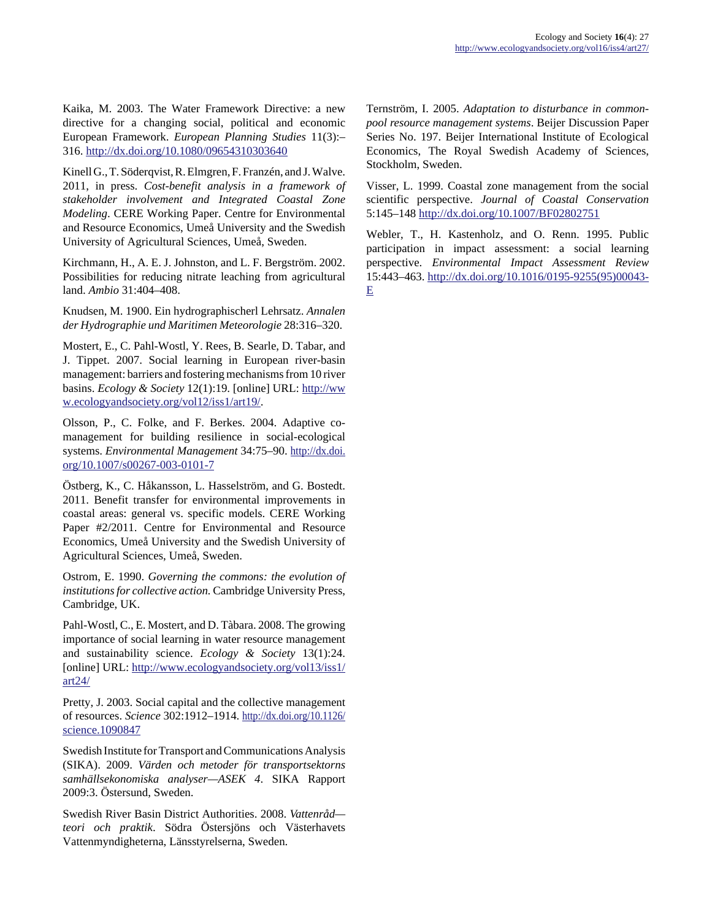Kaika, M. 2003. The Water Framework Directive: a new directive for a changing social, political and economic European Framework. *European Planning Studies* 11(3):–316. http://dx.doi.org/10.1080/09654310303640

Kinell G., T. Söderqvist, R. Elmgren, F. Franzén, and J. Walve. 2011, in press. *Cost-benefit analysis in a framework of stakeholder involvement and Integrated Coastal Zone Modeling*. CERE Working Paper. Centre for Environmental and Resource Economics, Umeå University and the Swedish University of Agricultural Sciences, Umeå, Sweden.

Kirchmann, H., A. E. J. Johnston, and L. F. Bergström. 2002. Possibilities for reducing nitrate leaching from agricultural land. *Ambio* 31:404–408.

Knudsen, M. 1900. Ein hydrographischerl Lehrsatz. *Annalen der Hydrographie und Maritimen Meteorologie* 28:316–320.

Mostert, E., C. Pahl-Wostl, Y. Rees, B. Searle, D. Tabar, and J. Tippet. 2007. Social learning in European river-basin management: barriers and fostering mechanisms from 10 river basins. *Ecology & Society* 12(1):19. [online] URL: http://www.ecologyandsociety.org/vol12/iss1/art19/.

Olsson, P., C. Folke, and F. Berkes. 2004. Adaptive co-management for building resilience in social-ecological systems. *Environmental Management* 34:75–90. http://dx.doi.org/10.1007/s00267-003-0101-7

Östberg, K., C. Håkansson, L. Hasselström, and G. Bostedt. 2011. Benefit transfer for environmental improvements in coastal areas: general vs. specific models. CERE Working Paper #2/2011. Centre for Environmental and Resource Economics, Umeå University and the Swedish University of Agricultural Sciences, Umeå, Sweden.

Ostrom, E. 1990. *Governing the commons: the evolution of institutions for collective action.* Cambridge University Press, Cambridge, UK.

Pahl-Wostl, C., E. Mostert, and D. Tàbara. 2008. The growing importance of social learning in water resource management and sustainability science. *Ecology & Society* 13(1):24. [online] URL: http://www.ecologyandsociety.org/vol13/iss1/art24/

Pretty, J. 2003. Social capital and the collective management of resources. *Science* 302:1912–1914. http://dx.doi.org/10.1126/science.1090847

Swedish Institute for Transport and Communications Analysis (SIKA). 2009. *Värden och metoder för transportsektorns samhällsekonomiska analyser—ASEK 4*. SIKA Rapport 2009:3. Östersund, Sweden.

Swedish River Basin District Authorities. 2008. *Vattenråd—teori och praktik*. Södra Östersjöns och Västerhavets Vattenmyndigheterna, Länsstyrelserna, Sweden.

Ternström, I. 2005. *Adaptation to disturbance in common-pool resource management systems*. Beijer Discussion Paper Series No. 197. Beijer International Institute of Ecological Economics, The Royal Swedish Academy of Sciences, Stockholm, Sweden.

Visser, L. 1999. Coastal zone management from the social scientific perspective. *Journal of Coastal Conservation* 5:145–148 http://dx.doi.org/10.1007/BF02802751

Webler, T., H. Kastenholz, and O. Renn. 1995. Public participation in impact assessment: a social learning perspective. *Environmental Impact Assessment Review* 15:443–463. http://dx.doi.org/10.1016/0195-9255(95)00043-E